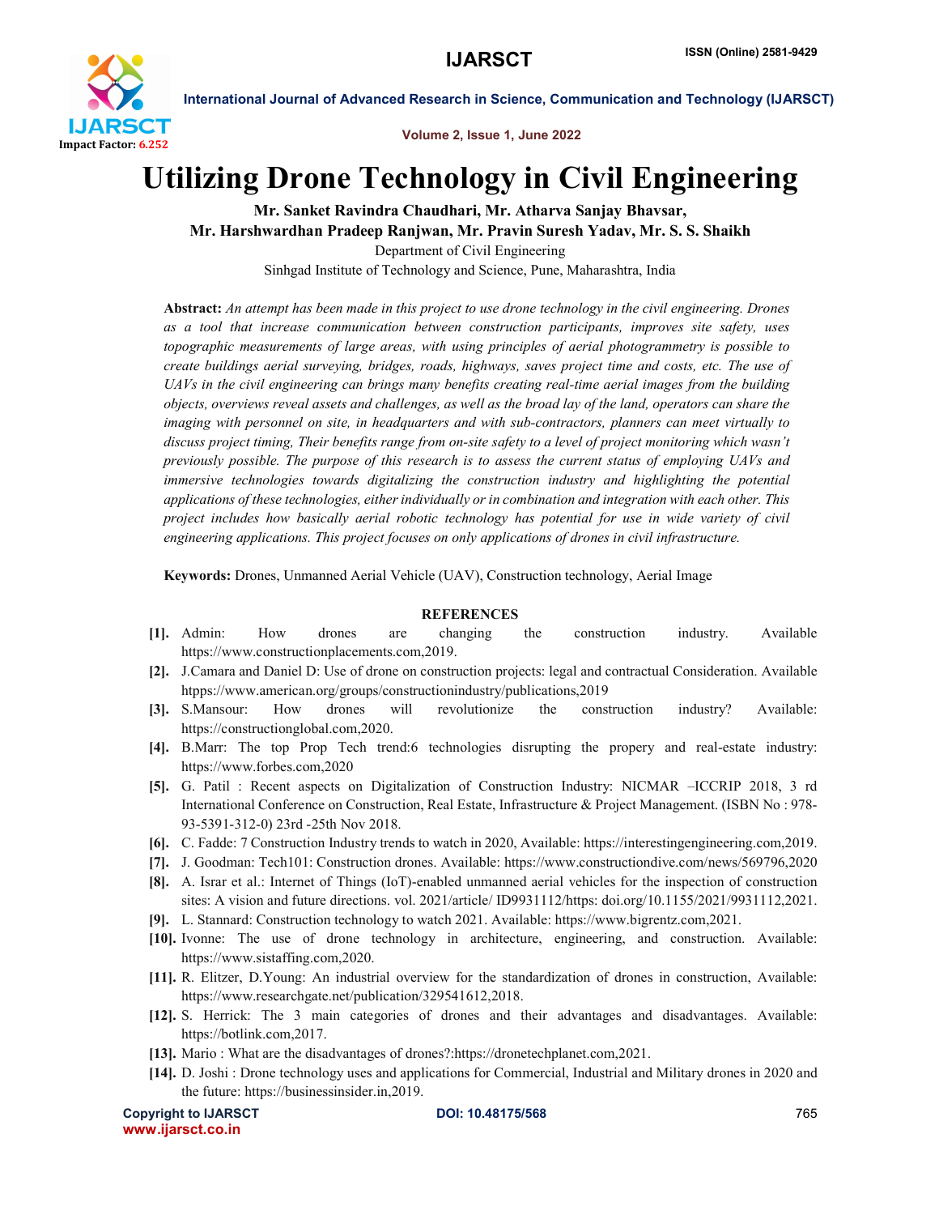# Utilizing Drone Technology in Civil Engineering

**Mr. Sanket Ravindra Chaudhari, Mr. Atharva Sanjay Bhavsar, Mr. Harshwardhan Pradeep Ranjwan, Mr. Pravin Suresh Yadav, Mr. S. S. Shaikh**

Department of Civil Engineering

Sinhgad Institute of Technology and Science, Pune, Maharashtra, India

**Abstract:** *An attempt has been made in this project to use drone technology in the civil engineering. Drones as a tool that increase communication between construction participants, improves site safety, uses topographic measurements of large areas, with using principles of aerial photogrammetry is possible to create buildings aerial surveying, bridges, roads, highways, saves project time and costs, etc. The use of UAVs in the civil engineering can brings many benefits creating real-time aerial images from the building objects, overviews reveal assets and challenges, as well as the broad lay of the land, operators can share the imaging with personnel on site, in headquarters and with sub-contractors, planners can meet virtually to discuss project timing, Their benefits range from on-site safety to a level of project monitoring which wasn't previously possible. The purpose of this research is to assess the current status of employing UAVs and immersive technologies towards digitalizing the construction industry and highlighting the potential applications of these technologies, either individually or in combination and integration with each other. This project includes how basically aerial robotic technology has potential for use in wide variety of civil engineering applications. This project focuses on only applications of drones in civil infrastructure.*

**Keywords:** Drones, Unmanned Aerial Vehicle (UAV), Construction technology, Aerial Image

## REFERENCES

- **[1].** Admin: How drones are changing the construction industry. Available https://www.constructionplacements.com,2019.
- **[2].** J.Camara and Daniel D: Use of drone on construction projects: legal and contractual Consideration. Available htpps://www.american.org/groups/constructionindustry/publications,2019
- **[3].** S.Mansour: How drones will revolutionize the construction industry? Available: https://constructionglobal.com,2020.
- **[4].** B.Marr: The top Prop Tech trend:6 technologies disrupting the propery and real-estate industry: https://www.forbes.com,2020
- **[5].** G. Patil : Recent aspects on Digitalization of Construction Industry: NICMAR –ICCRIP 2018, 3 rd International Conference on Construction, Real Estate, Infrastructure & Project Management. (ISBN No : 978-93-5391-312-0) 23rd -25th Nov 2018.
- **[6].** C. Fadde: 7 Construction Industry trends to watch in 2020, Available: https://interestingengineering.com,2019.
- **[7].** J. Goodman: Tech101: Construction drones. Available: https://www.constructiondive.com/news/569796,2020
- **[8].** A. Israr et al.: Internet of Things (IoT)-enabled unmanned aerial vehicles for the inspection of construction sites: A vision and future directions. vol. 2021/article/ ID9931112/https: doi.org/10.1155/2021/9931112,2021.
- **[9].** L. Stannard: Construction technology to watch 2021. Available: https://www.bigrentz.com,2021.
- **[10].** Ivonne: The use of drone technology in architecture, engineering, and construction. Available: https://www.sistaffing.com,2020.
- **[11].** R. Elitzer, D.Young: An industrial overview for the standardization of drones in construction, Available: https://www.researchgate.net/publication/329541612,2018.
- **[12].** S. Herrick: The 3 main categories of drones and their advantages and disadvantages. Available: https://botlink.com,2017.
- **[13].** Mario : What are the disadvantages of drones?:https://dronetechplanet.com,2021.
- **[14].** D. Joshi : Drone technology uses and applications for Commercial, Industrial and Military drones in 2020 and the future: https://businessinsider.in,2019.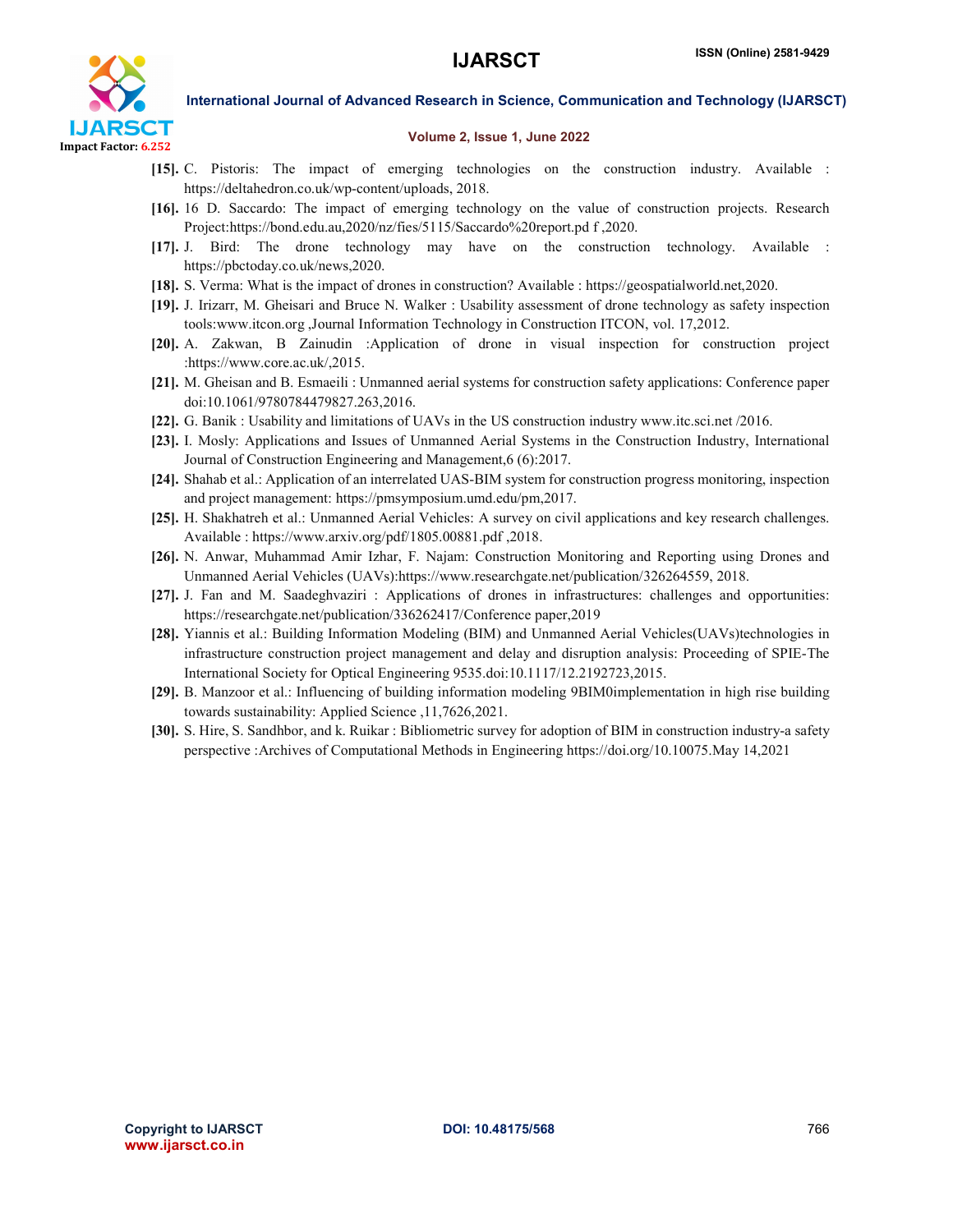[15]. C. Pistoris: The impact of emerging technologies on the construction industry. Available : https://deltahedron.co.uk/wp-content/uploads, 2018.

[16]. 16 D. Saccardo: The impact of emerging technology on the value of construction projects. Research Project:https://bond.edu.au,2020/nz/fies/5115/Saccardo%20report.pd f ,2020.

[17]. J. Bird: The drone technology may have on the construction technology. Available : https://pbctoday.co.uk/news,2020.

[18]. S. Verma: What is the impact of drones in construction? Available : https://geospatialworld.net,2020.

[19]. J. Irizarr, M. Gheisari and Bruce N. Walker : Usability assessment of drone technology as safety inspection tools:www.itcon.org ,Journal Information Technology in Construction ITCON, vol. 17,2012.

[20]. A. Zakwan, B Zainudin :Application of drone in visual inspection for construction project :https://www.core.ac.uk/,2015.

[21]. M. Gheisan and B. Esmaeili : Unmanned aerial systems for construction safety applications: Conference paper doi:10.1061/9780784479827.263,2016.

[22]. G. Banik : Usability and limitations of UAVs in the US construction industry www.itc.sci.net /2016.

[23]. I. Mosly: Applications and Issues of Unmanned Aerial Systems in the Construction Industry, International Journal of Construction Engineering and Management,6 (6):2017.

[24]. Shahab et al.: Application of an interrelated UAS-BIM system for construction progress monitoring, inspection and project management: https://pmsymposium.umd.edu/pm,2017.

[25]. H. Shakhatreh et al.: Unmanned Aerial Vehicles: A survey on civil applications and key research challenges. Available : https://www.arxiv.org/pdf/1805.00881.pdf ,2018.

[26]. N. Anwar, Muhammad Amir Izhar, F. Najam: Construction Monitoring and Reporting using Drones and Unmanned Aerial Vehicles (UAVs):https://www.researchgate.net/publication/326264559, 2018.

[27]. J. Fan and M. Saadeghvaziri : Applications of drones in infrastructures: challenges and opportunities: https://researchgate.net/publication/336262417/Conference paper,2019

[28]. Yiannis et al.: Building Information Modeling (BIM) and Unmanned Aerial Vehicles(UAVs)technologies in infrastructure construction project management and delay and disruption analysis: Proceeding of SPIE-The International Society for Optical Engineering 9535.doi:10.1117/12.2192723,2015.

[29]. B. Manzoor et al.: Influencing of building information modeling 9BIM0implementation in high rise building towards sustainability: Applied Science ,11,7626,2021.

[30]. S. Hire, S. Sandhbor, and k. Ruikar : Bibliometric survey for adoption of BIM in construction industry-a safety perspective :Archives of Computational Methods in Engineering https://doi.org/10.10075.May 14,2021